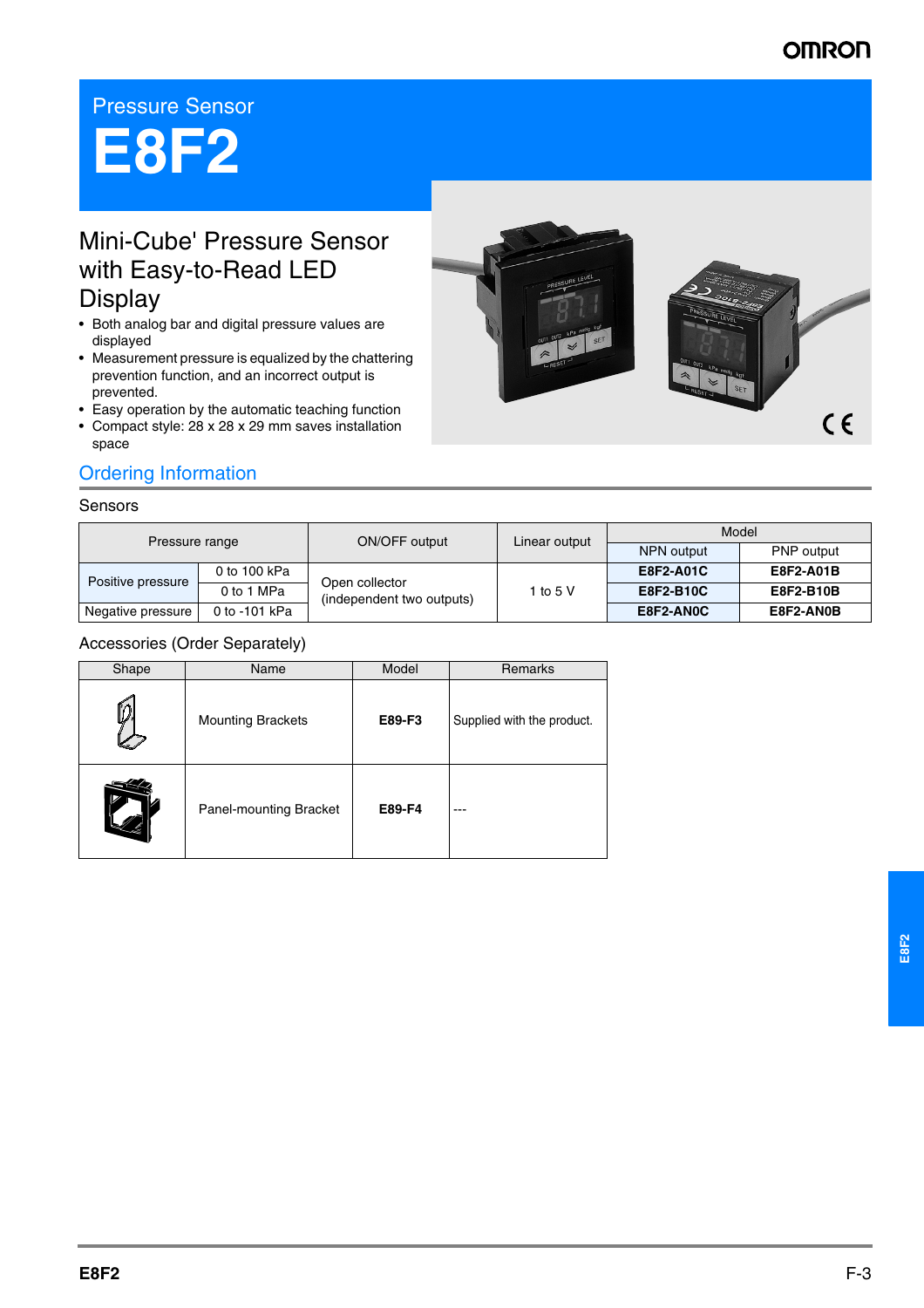Pressure Sensor

# E8F2

## Mini-Cube' Pressure Sensor with Easy-to-Read LED Display

- Both analog bar and digital pressure values are displayed
- Measurement pressure is equalized by the chattering prevention function, and an incorrect output is prevented.
- Easy operation by the automatic teaching function
- Compact style: 28 x 28 x 29 mm saves installation space

## Ordering Information

### Sensors

| Pressure range | | ON/OFF output | Linear output | Model | |
|---|---|---|---|---|---|
| | | | | NPN output | PNP output |
| Positive pressure | 0 to 100 kPa | Open collector (independent two outputs) | 1 to 5 V | **E8F2-A01C** | **E8F2-A01B** |
| | 0 to 1 MPa | | | **E8F2-B10C** | **E8F2-B10B** |
| Negative pressure | 0 to -101 kPa | | | **E8F2-AN0C** | **E8F2-AN0B** |

### Accessories (Order Separately)

| Shape | Name | Model | Remarks |
|---|---|---|---|
| | Mounting Brackets | **E89-F3** | Supplied with the product. |
| | Panel-mounting Bracket | **E89-F4** | --- |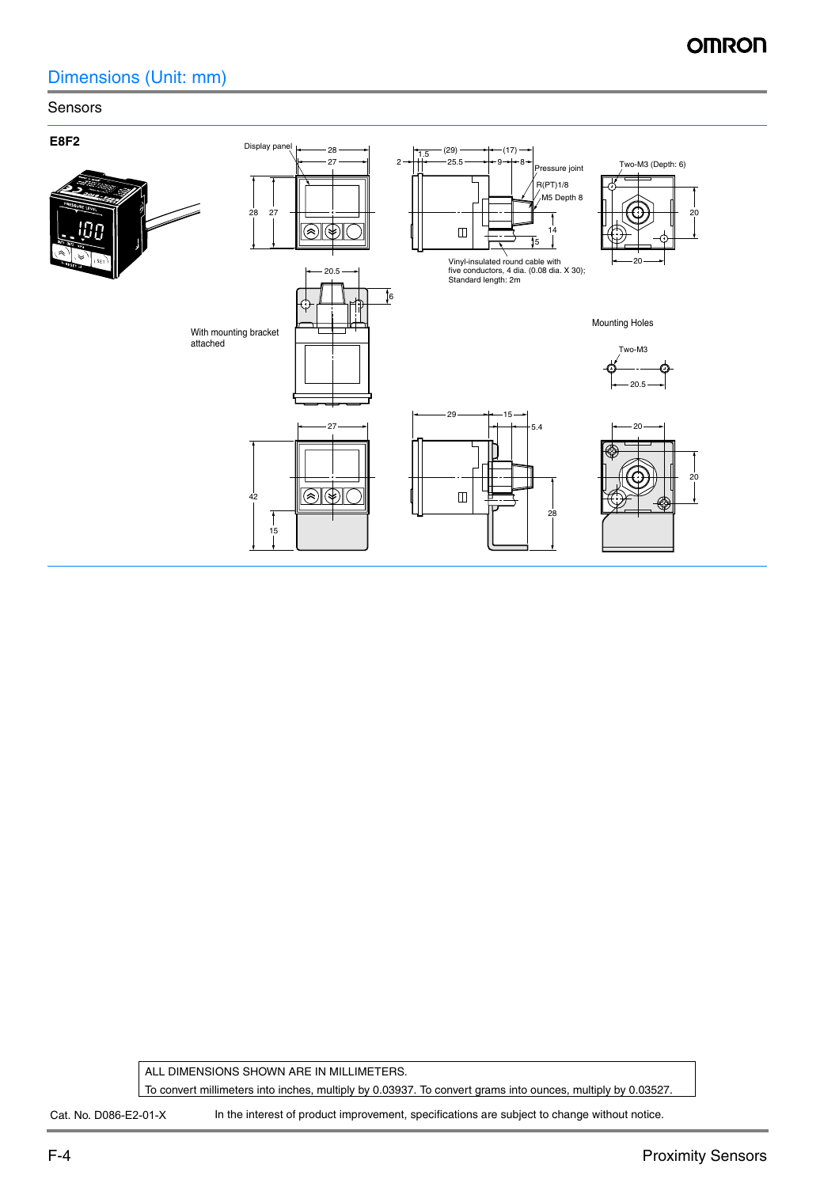## Dimensions (Unit: mm)

### Sensors

**E8F2**

Display panel
28
27
28
27

2
1.5
(29)
25.5
(17)
9
8
Pressure joint
R(PT)1/8
M5 Depth 8
14
5

Vinyl-insulated round cable with five conductors, 4 dia. (0.08 dia. X 30); Standard length: 2m

Two-M3 (Depth: 6)
20
20

With mounting bracket attached

20.5
6

Mounting Holes

Two-M3
20.5

27
42
15

29
15
5.4
28

20
20

ALL DIMENSIONS SHOWN ARE IN MILLIMETERS.
To convert millimeters into inches, multiply by 0.03937. To convert grams into ounces, multiply by 0.03527.

Cat. No. D086-E2-01-X In the interest of product improvement, specifications are subject to change without notice.